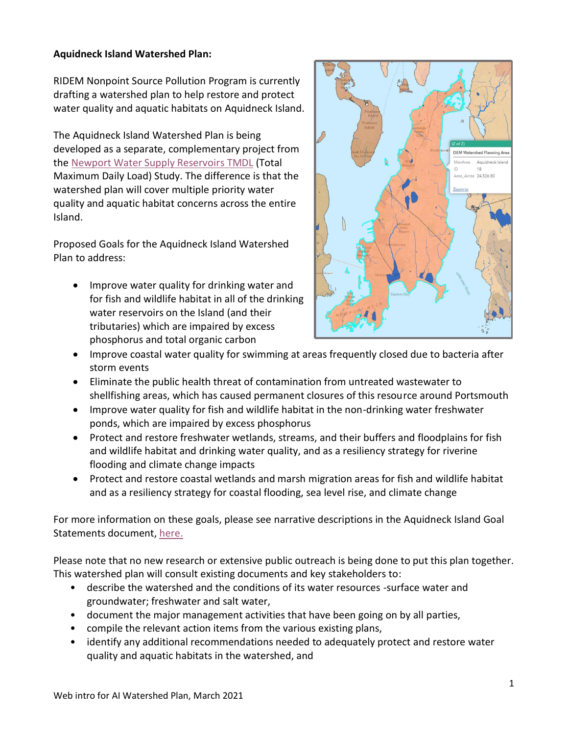**Aquidneck Island Watershed Plan:**

RIDEM Nonpoint Source Pollution Program is currently drafting a watershed plan to help restore and protect water quality and aquatic habitats on Aquidneck Island.

The Aquidneck Island Watershed Plan is being developed as a separate, complementary project from the Newport Water Supply Reservoirs TMDL (Total Maximum Daily Load) Study. The difference is that the watershed plan will cover multiple priority water quality and aquatic habitat concerns across the entire Island.

Proposed Goals for the Aquidneck Island Watershed Plan to address:

- Improve water quality for drinking water and for fish and wildlife habitat in all of the drinking water reservoirs on the Island (and their tributaries) which are impaired by excess phosphorus and total organic carbon
- Improve coastal water quality for swimming at areas frequently closed due to bacteria after storm events
- Eliminate the public health threat of contamination from untreated wastewater to shellfishing areas, which has caused permanent closures of this resource around Portsmouth
- Improve water quality for fish and wildlife habitat in the non-drinking water freshwater ponds, which are impaired by excess phosphorus
- Protect and restore freshwater wetlands, streams, and their buffers and floodplains for fish and wildlife habitat and drinking water quality, and as a resiliency strategy for riverine flooding and climate change impacts
- Protect and restore coastal wetlands and marsh migration areas for fish and wildlife habitat and as a resiliency strategy for coastal flooding, sea level rise, and climate change

For more information on these goals, please see narrative descriptions in the Aquidneck Island Goal Statements document, here.

Please note that no new research or extensive public outreach is being done to put this plan together. This watershed plan will consult existing documents and key stakeholders to:

- describe the watershed and the conditions of its water resources -surface water and groundwater; freshwater and salt water,
- document the major management activities that have been going on by all parties,
- compile the relevant action items from the various existing plans,
- identify any additional recommendations needed to adequately protect and restore water quality and aquatic habitats in the watershed, and

Web intro for AI Watershed Plan, March 2021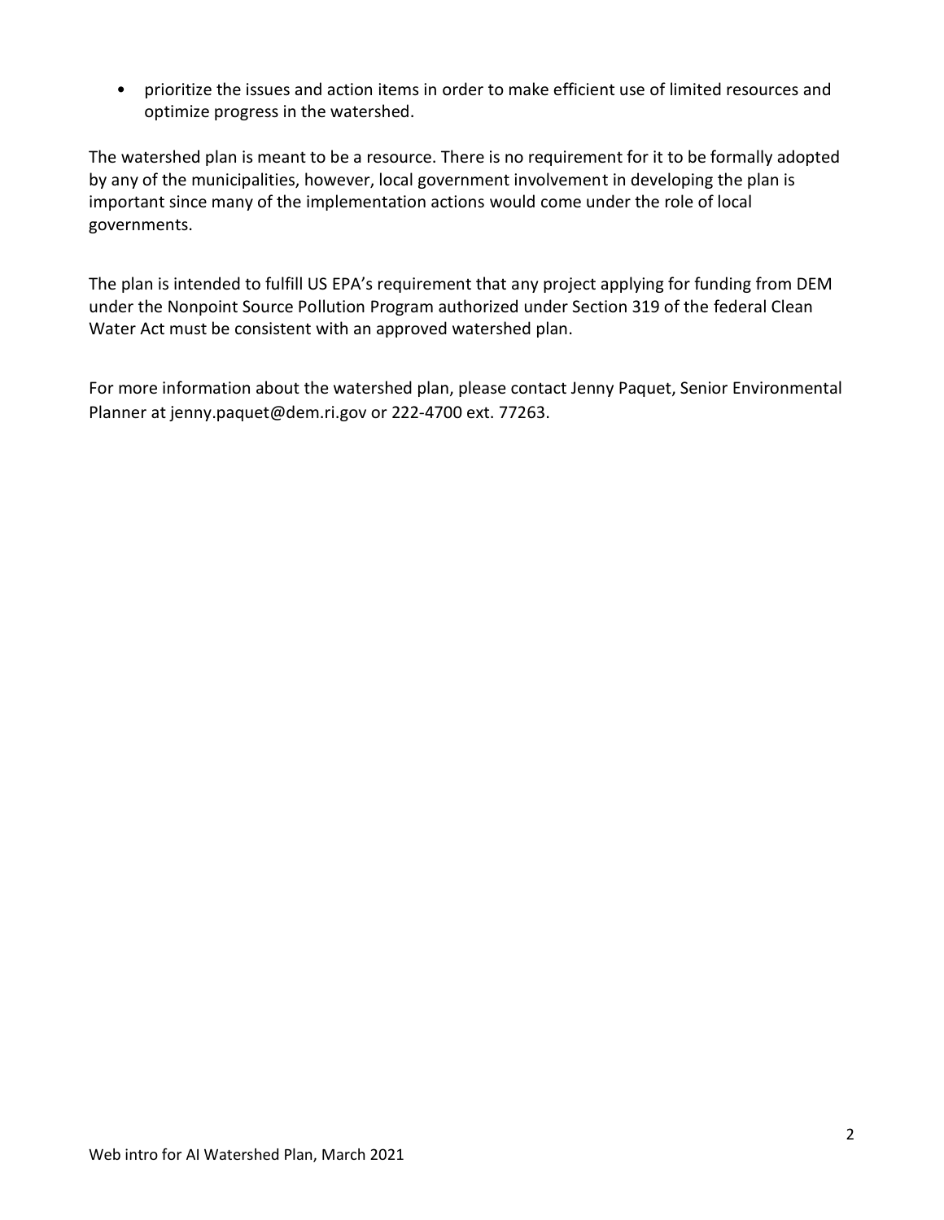- prioritize the issues and action items in order to make efficient use of limited resources and optimize progress in the watershed.

The watershed plan is meant to be a resource. There is no requirement for it to be formally adopted by any of the municipalities, however, local government involvement in developing the plan is important since many of the implementation actions would come under the role of local governments.

The plan is intended to fulfill US EPA's requirement that any project applying for funding from DEM under the Nonpoint Source Pollution Program authorized under Section 319 of the federal Clean Water Act must be consistent with an approved watershed plan.

For more information about the watershed plan, please contact Jenny Paquet, Senior Environmental Planner at jenny.paquet@dem.ri.gov or 222-4700 ext. 77263.